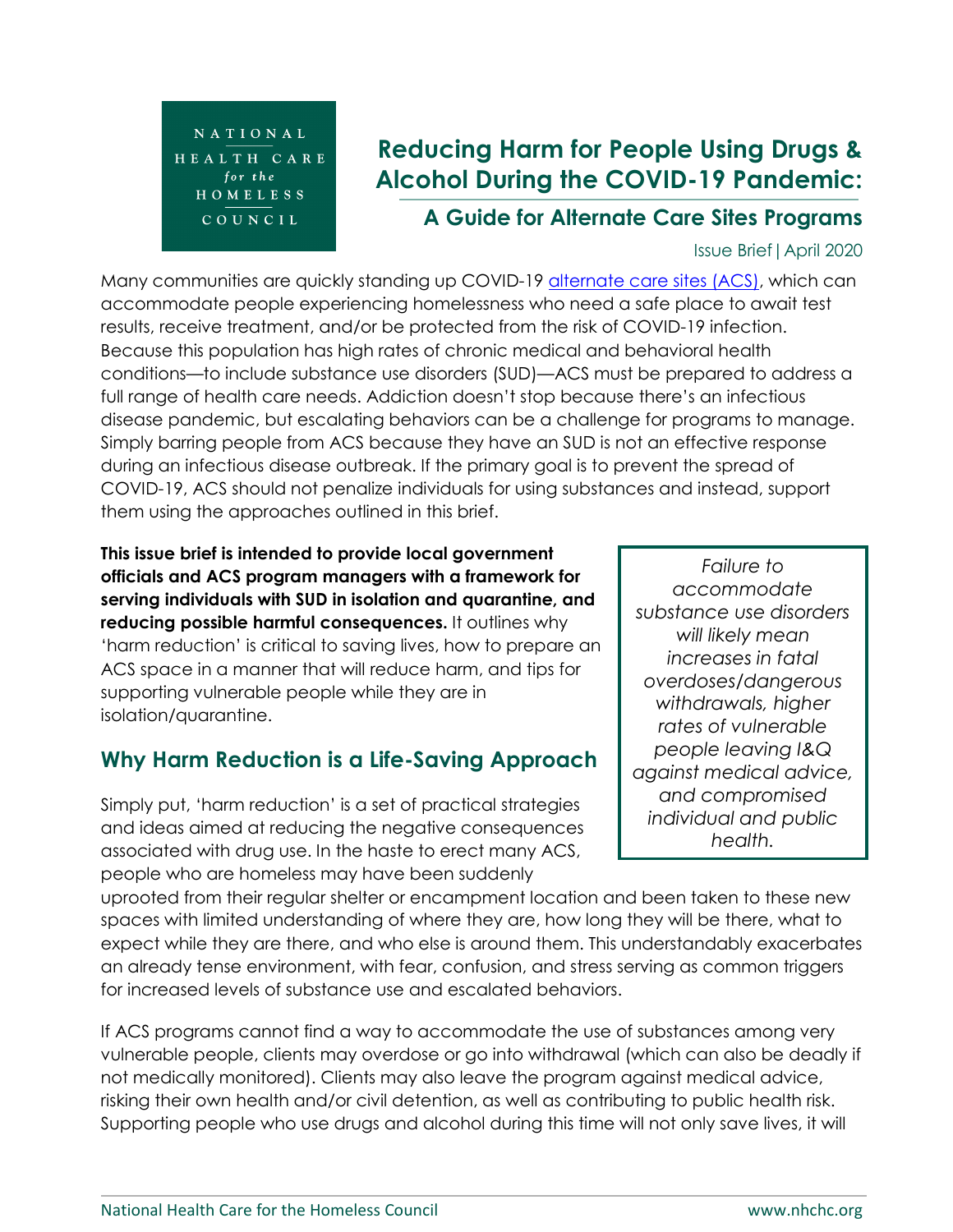NATIONAL HEALTH CARE for the HOMELESS COUNCIL

# Reducing Harm for People Using Drugs & Alcohol During the COVID-19 Pandemic:

## A Guide for Alternate Care Sites Programs

Issue Brief | April 2020

Many communities are quickly standing up COVID-19 [alternate care sites (ACS)](), which can accommodate people experiencing homelessness who need a safe place to await test results, receive treatment, and/or be protected from the risk of COVID-19 infection. Because this population has high rates of chronic medical and behavioral health conditions—to include substance use disorders (SUD)—ACS must be prepared to address a full range of health care needs. Addiction doesn't stop because there's an infectious disease pandemic, but escalating behaviors can be a challenge for programs to manage. Simply barring people from ACS because they have an SUD is not an effective response during an infectious disease outbreak. If the primary goal is to prevent the spread of COVID-19, ACS should not penalize individuals for using substances and instead, support them using the approaches outlined in this brief.

**This issue brief is intended to provide local government officials and ACS program managers with a framework for serving individuals with SUD in isolation and quarantine, and reducing possible harmful consequences.** It outlines why 'harm reduction' is critical to saving lives, how to prepare an ACS space in a manner that will reduce harm, and tips for supporting vulnerable people while they are in isolation/quarantine.

> *Failure to accommodate substance use disorders will likely mean increases in fatal overdoses/dangerous withdrawals, higher rates of vulnerable people leaving I&Q against medical advice, and compromised individual and public health.*

## Why Harm Reduction is a Life-Saving Approach

Simply put, 'harm reduction' is a set of practical strategies and ideas aimed at reducing the negative consequences associated with drug use. In the haste to erect many ACS, people who are homeless may have been suddenly uprooted from their regular shelter or encampment location and been taken to these new spaces with limited understanding of where they are, how long they will be there, what to expect while they are there, and who else is around them. This understandably exacerbates an already tense environment, with fear, confusion, and stress serving as common triggers for increased levels of substance use and escalated behaviors.

If ACS programs cannot find a way to accommodate the use of substances among very vulnerable people, clients may overdose or go into withdrawal (which can also be deadly if not medically monitored). Clients may also leave the program against medical advice, risking their own health and/or civil detention, as well as contributing to public health risk. Supporting people who use drugs and alcohol during this time will not only save lives, it will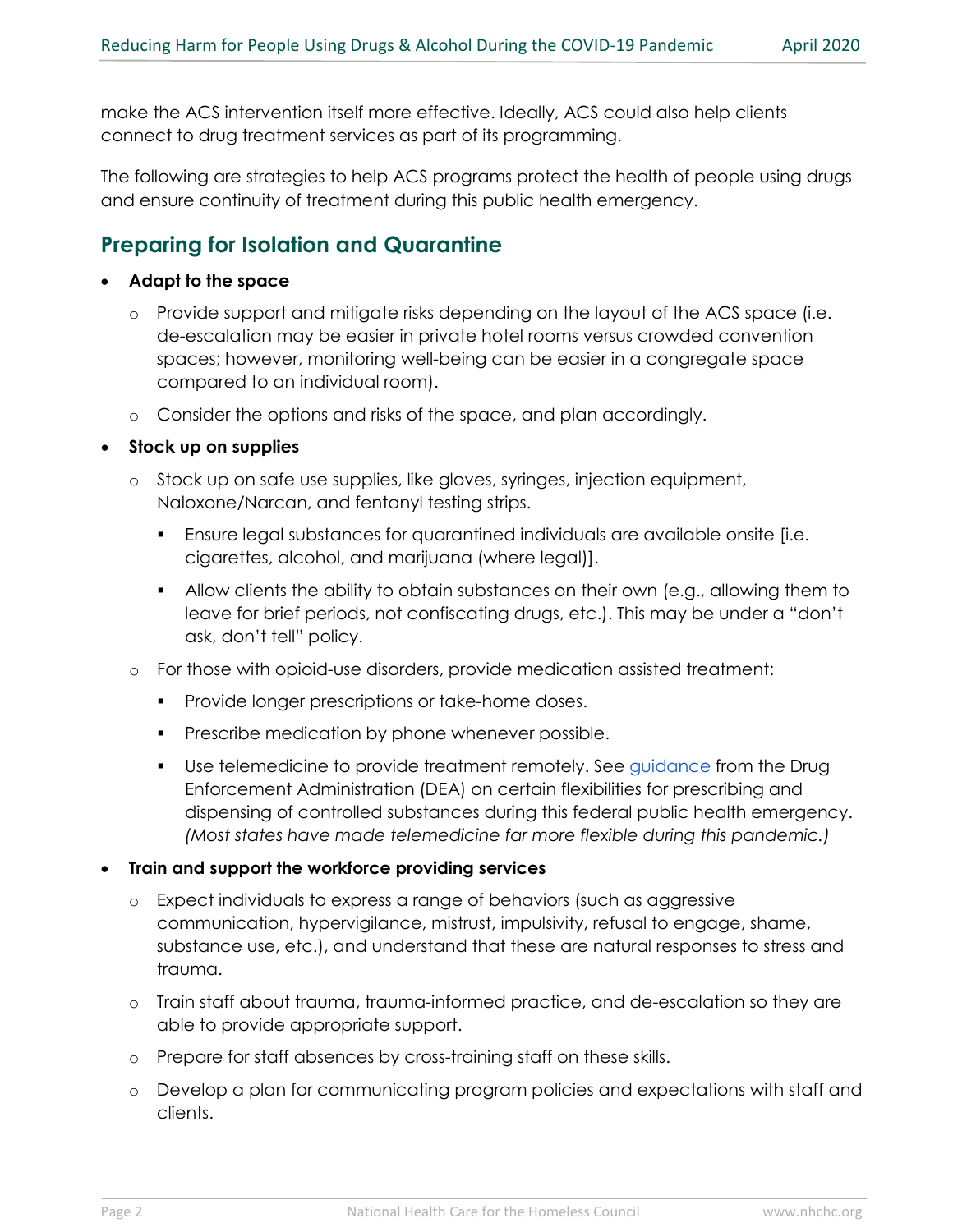make the ACS intervention itself more effective. Ideally, ACS could also help clients connect to drug treatment services as part of its programming.

The following are strategies to help ACS programs protect the health of people using drugs and ensure continuity of treatment during this public health emergency.

## Preparing for Isolation and Quarantine

- **Adapt to the space**
  - Provide support and mitigate risks depending on the layout of the ACS space (i.e. de-escalation may be easier in private hotel rooms versus crowded convention spaces; however, monitoring well-being can be easier in a congregate space compared to an individual room).
  - Consider the options and risks of the space, and plan accordingly.
- **Stock up on supplies**
  - Stock up on safe use supplies, like gloves, syringes, injection equipment, Naloxone/Narcan, and fentanyl testing strips.
    - Ensure legal substances for quarantined individuals are available onsite [i.e. cigarettes, alcohol, and marijuana (where legal)].
    - Allow clients the ability to obtain substances on their own (e.g., allowing them to leave for brief periods, not confiscating drugs, etc.). This may be under a "don't ask, don't tell" policy.
  - For those with opioid-use disorders, provide medication assisted treatment:
    - Provide longer prescriptions or take-home doses.
    - Prescribe medication by phone whenever possible.
    - Use telemedicine to provide treatment remotely. See guidance from the Drug Enforcement Administration (DEA) on certain flexibilities for prescribing and dispensing of controlled substances during this federal public health emergency. *(Most states have made telemedicine far more flexible during this pandemic.)*
- **Train and support the workforce providing services**
  - Expect individuals to express a range of behaviors (such as aggressive communication, hypervigilance, mistrust, impulsivity, refusal to engage, shame, substance use, etc.), and understand that these are natural responses to stress and trauma.
  - Train staff about trauma, trauma-informed practice, and de-escalation so they are able to provide appropriate support.
  - Prepare for staff absences by cross-training staff on these skills.
  - Develop a plan for communicating program policies and expectations with staff and clients.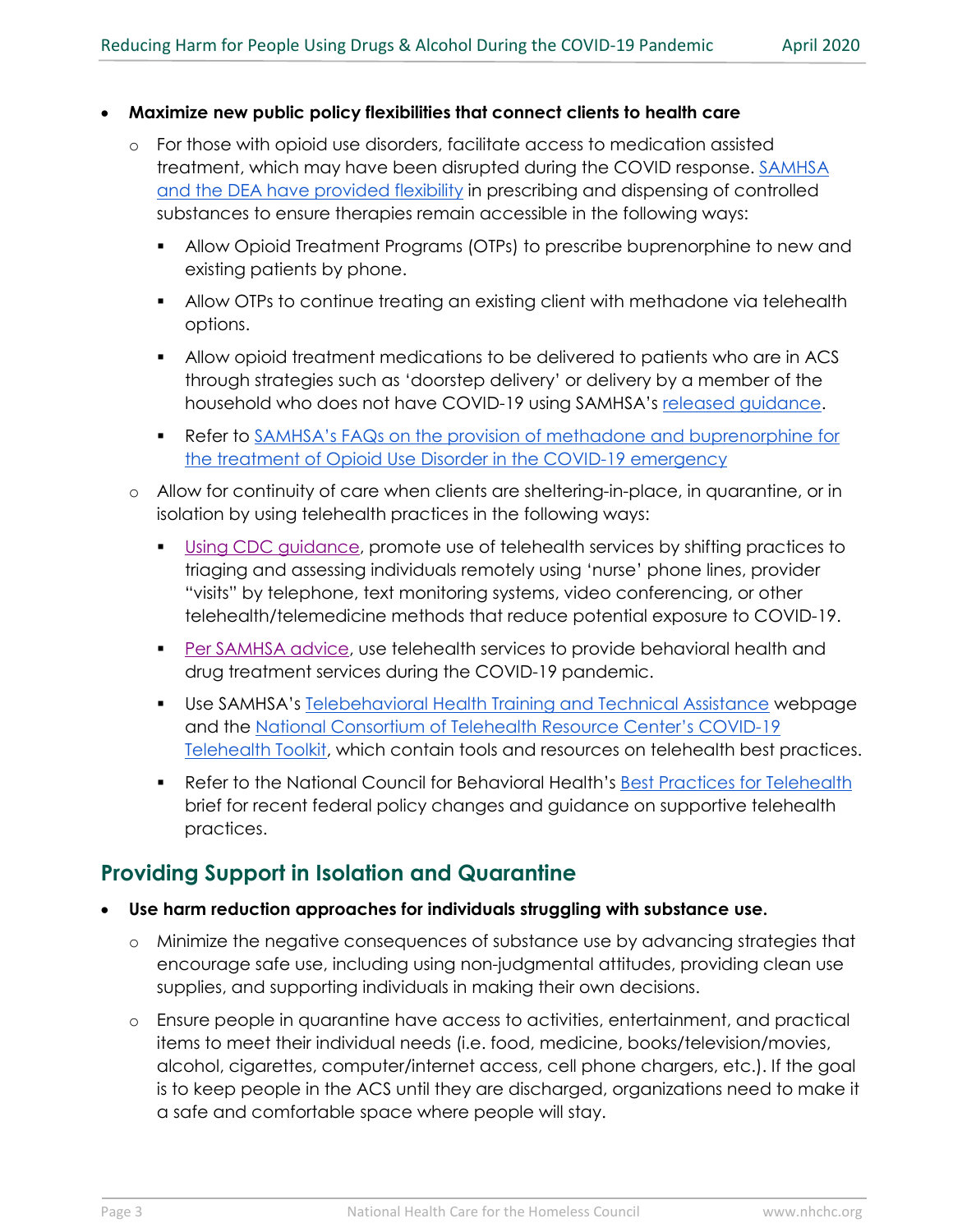- **Maximize new public policy flexibilities that connect clients to health care**
  - For those with opioid use disorders, facilitate access to medication assisted treatment, which may have been disrupted during the COVID response. SAMHSA and the DEA have provided flexibility in prescribing and dispensing of controlled substances to ensure therapies remain accessible in the following ways:
    - Allow Opioid Treatment Programs (OTPs) to prescribe buprenorphine to new and existing patients by phone.
    - Allow OTPs to continue treating an existing client with methadone via telehealth options.
    - Allow opioid treatment medications to be delivered to patients who are in ACS through strategies such as 'doorstep delivery' or delivery by a member of the household who does not have COVID-19 using SAMHSA's released guidance.
    - Refer to SAMHSA's FAQs on the provision of methadone and buprenorphine for the treatment of Opioid Use Disorder in the COVID-19 emergency
  - Allow for continuity of care when clients are sheltering-in-place, in quarantine, or in isolation by using telehealth practices in the following ways:
    - Using CDC guidance, promote use of telehealth services by shifting practices to triaging and assessing individuals remotely using 'nurse' phone lines, provider "visits" by telephone, text monitoring systems, video conferencing, or other telehealth/telemedicine methods that reduce potential exposure to COVID-19.
    - Per SAMHSA advice, use telehealth services to provide behavioral health and drug treatment services during the COVID-19 pandemic.
    - Use SAMHSA's Telebehavioral Health Training and Technical Assistance webpage and the National Consortium of Telehealth Resource Center's COVID-19 Telehealth Toolkit, which contain tools and resources on telehealth best practices.
    - Refer to the National Council for Behavioral Health's Best Practices for Telehealth brief for recent federal policy changes and guidance on supportive telehealth practices.

## Providing Support in Isolation and Quarantine

- **Use harm reduction approaches for individuals struggling with substance use.**
  - Minimize the negative consequences of substance use by advancing strategies that encourage safe use, including using non-judgmental attitudes, providing clean use supplies, and supporting individuals in making their own decisions.
  - Ensure people in quarantine have access to activities, entertainment, and practical items to meet their individual needs (i.e. food, medicine, books/television/movies, alcohol, cigarettes, computer/internet access, cell phone chargers, etc.). If the goal is to keep people in the ACS until they are discharged, organizations need to make it a safe and comfortable space where people will stay.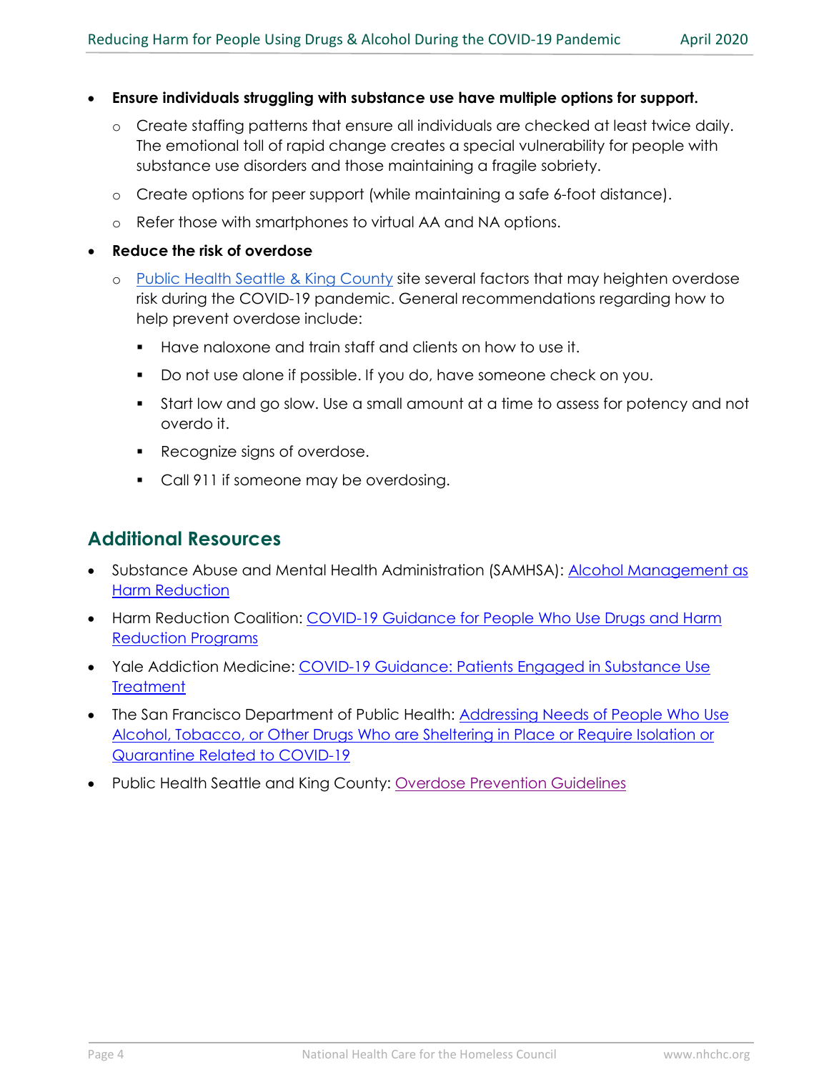- **Ensure individuals struggling with substance use have multiple options for support.**
  - Create staffing patterns that ensure all individuals are checked at least twice daily. The emotional toll of rapid change creates a special vulnerability for people with substance use disorders and those maintaining a fragile sobriety.
  - Create options for peer support (while maintaining a safe 6-foot distance).
  - Refer those with smartphones to virtual AA and NA options.
- **Reduce the risk of overdose**
  - Public Health Seattle & King County site several factors that may heighten overdose risk during the COVID-19 pandemic. General recommendations regarding how to help prevent overdose include:
    - Have naloxone and train staff and clients on how to use it.
    - Do not use alone if possible. If you do, have someone check on you.
    - Start low and go slow. Use a small amount at a time to assess for potency and not overdo it.
    - Recognize signs of overdose.
    - Call 911 if someone may be overdosing.

## Additional Resources

- Substance Abuse and Mental Health Administration (SAMHSA): Alcohol Management as Harm Reduction
- Harm Reduction Coalition: COVID-19 Guidance for People Who Use Drugs and Harm Reduction Programs
- Yale Addiction Medicine: COVID-19 Guidance: Patients Engaged in Substance Use Treatment
- The San Francisco Department of Public Health: Addressing Needs of People Who Use Alcohol, Tobacco, or Other Drugs Who are Sheltering in Place or Require Isolation or Quarantine Related to COVID-19
- Public Health Seattle and King County: Overdose Prevention Guidelines